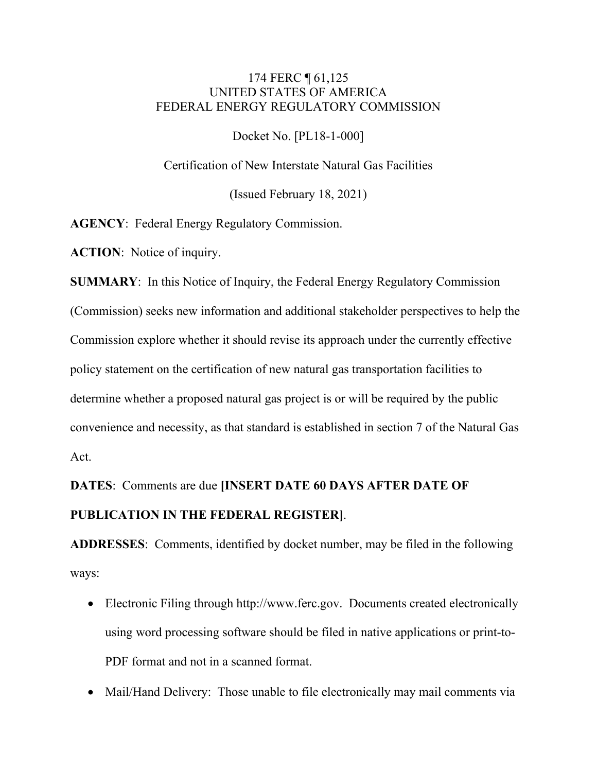174 FERC ¶ 61,125
UNITED STATES OF AMERICA
FEDERAL ENERGY REGULATORY COMMISSION

Docket No. [PL18-1-000]

Certification of New Interstate Natural Gas Facilities

(Issued February 18, 2021)

**AGENCY**: Federal Energy Regulatory Commission.

**ACTION**: Notice of inquiry.

**SUMMARY**: In this Notice of Inquiry, the Federal Energy Regulatory Commission (Commission) seeks new information and additional stakeholder perspectives to help the Commission explore whether it should revise its approach under the currently effective policy statement on the certification of new natural gas transportation facilities to determine whether a proposed natural gas project is or will be required by the public convenience and necessity, as that standard is established in section 7 of the Natural Gas Act.

**DATES**: Comments are due **[INSERT DATE 60 DAYS AFTER DATE OF PUBLICATION IN THE FEDERAL REGISTER]**.

**ADDRESSES**: Comments, identified by docket number, may be filed in the following ways:

- Electronic Filing through http://www.ferc.gov. Documents created electronically using word processing software should be filed in native applications or print-to-PDF format and not in a scanned format.
- Mail/Hand Delivery: Those unable to file electronically may mail comments via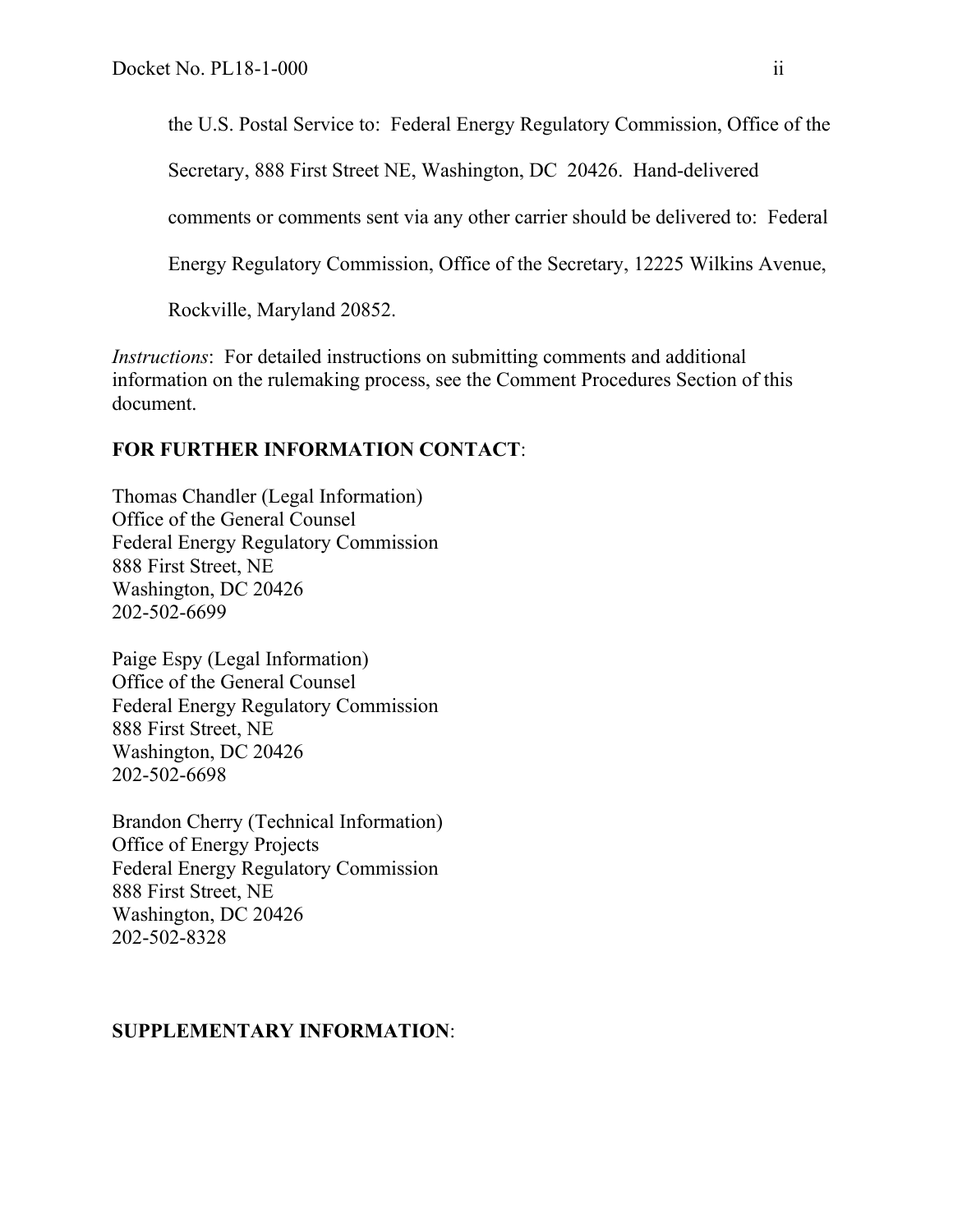the U.S. Postal Service to: Federal Energy Regulatory Commission, Office of the Secretary, 888 First Street NE, Washington, DC 20426. Hand-delivered comments or comments sent via any other carrier should be delivered to: Federal Energy Regulatory Commission, Office of the Secretary, 12225 Wilkins Avenue, Rockville, Maryland 20852.

*Instructions*: For detailed instructions on submitting comments and additional information on the rulemaking process, see the Comment Procedures Section of this document.

**FOR FURTHER INFORMATION CONTACT**:

Thomas Chandler (Legal Information)
Office of the General Counsel
Federal Energy Regulatory Commission
888 First Street, NE
Washington, DC 20426
202-502-6699

Paige Espy (Legal Information)
Office of the General Counsel
Federal Energy Regulatory Commission
888 First Street, NE
Washington, DC 20426
202-502-6698

Brandon Cherry (Technical Information)
Office of Energy Projects
Federal Energy Regulatory Commission
888 First Street, NE
Washington, DC 20426
202-502-8328

**SUPPLEMENTARY INFORMATION**: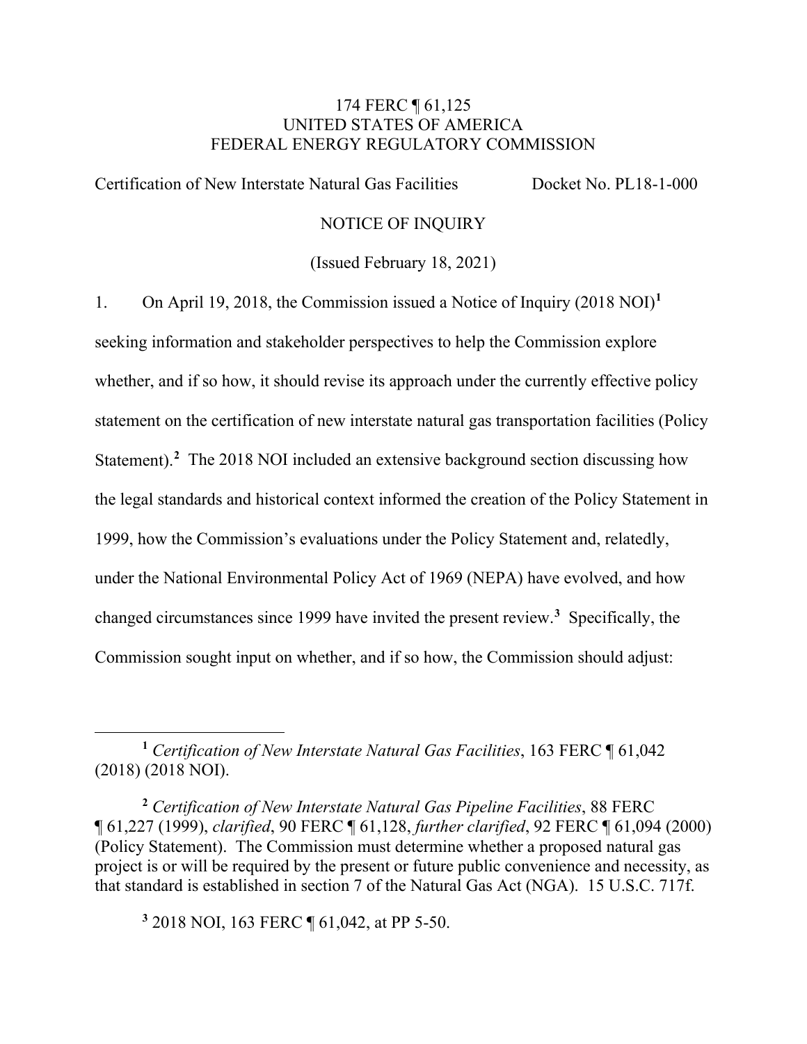174 FERC ¶ 61,125
UNITED STATES OF AMERICA
FEDERAL ENERGY REGULATORY COMMISSION

Certification of New Interstate Natural Gas Facilities Docket No. PL18-1-000

NOTICE OF INQUIRY

(Issued February 18, 2021)

1. On April 19, 2018, the Commission issued a Notice of Inquiry (2018 NOI)[1] seeking information and stakeholder perspectives to help the Commission explore whether, and if so how, it should revise its approach under the currently effective policy statement on the certification of new interstate natural gas transportation facilities (Policy Statement).[2] The 2018 NOI included an extensive background section discussing how the legal standards and historical context informed the creation of the Policy Statement in 1999, how the Commission's evaluations under the Policy Statement and, relatedly, under the National Environmental Policy Act of 1969 (NEPA) have evolved, and how changed circumstances since 1999 have invited the present review.[3] Specifically, the Commission sought input on whether, and if so how, the Commission should adjust:

---

[1] *Certification of New Interstate Natural Gas Facilities*, 163 FERC ¶ 61,042 (2018) (2018 NOI).

[2] *Certification of New Interstate Natural Gas Pipeline Facilities*, 88 FERC ¶ 61,227 (1999), *clarified*, 90 FERC ¶ 61,128, *further clarified*, 92 FERC ¶ 61,094 (2000) (Policy Statement). The Commission must determine whether a proposed natural gas project is or will be required by the present or future public convenience and necessity, as that standard is established in section 7 of the Natural Gas Act (NGA). 15 U.S.C. 717f.

[3] 2018 NOI, 163 FERC ¶ 61,042, at PP 5-50.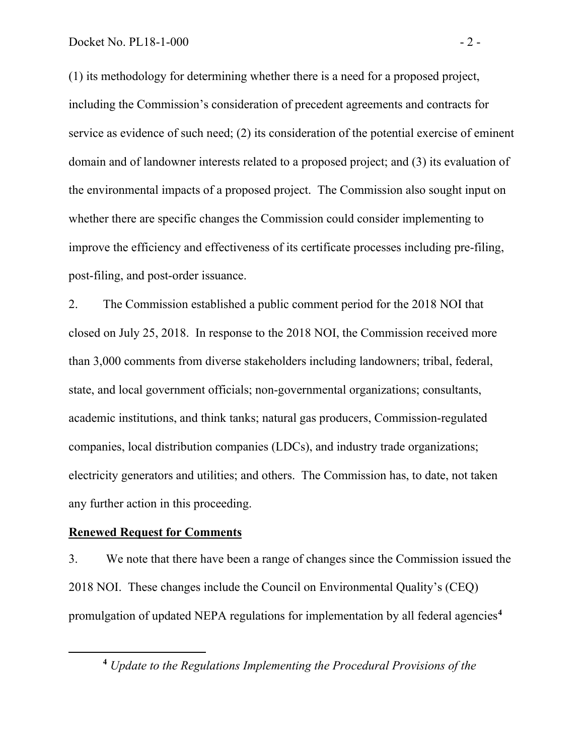(1) its methodology for determining whether there is a need for a proposed project, including the Commission's consideration of precedent agreements and contracts for service as evidence of such need; (2) its consideration of the potential exercise of eminent domain and of landowner interests related to a proposed project; and (3) its evaluation of the environmental impacts of a proposed project. The Commission also sought input on whether there are specific changes the Commission could consider implementing to improve the efficiency and effectiveness of its certificate processes including pre-filing, post-filing, and post-order issuance.

2. The Commission established a public comment period for the 2018 NOI that closed on July 25, 2018. In response to the 2018 NOI, the Commission received more than 3,000 comments from diverse stakeholders including landowners; tribal, federal, state, and local government officials; non-governmental organizations; consultants, academic institutions, and think tanks; natural gas producers, Commission-regulated companies, local distribution companies (LDCs), and industry trade organizations; electricity generators and utilities; and others. The Commission has, to date, not taken any further action in this proceeding.

**Renewed Request for Comments**

3. We note that there have been a range of changes since the Commission issued the 2018 NOI. These changes include the Council on Environmental Quality's (CEQ) promulgation of updated NEPA regulations for implementation by all federal agencies[4]

[4] *Update to the Regulations Implementing the Procedural Provisions of the*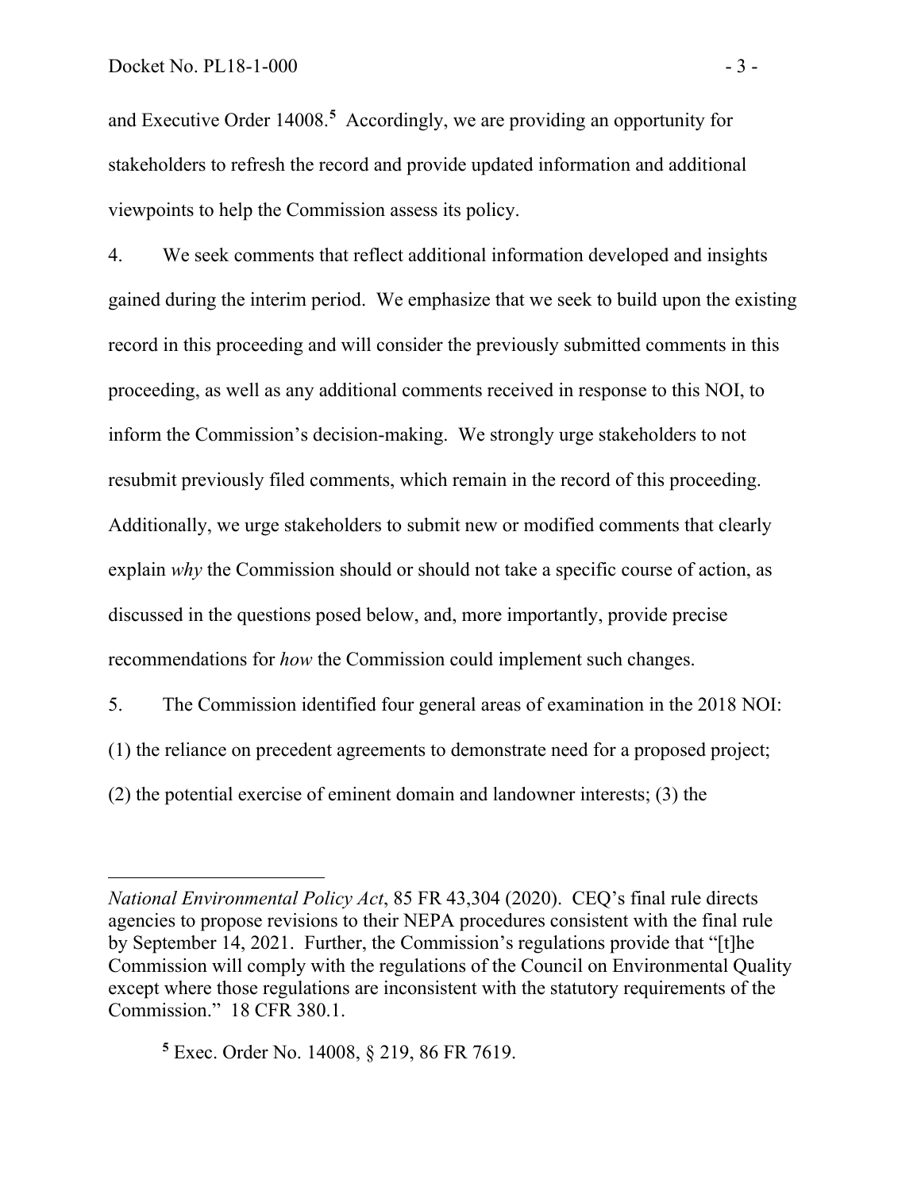and Executive Order 14008.[5] Accordingly, we are providing an opportunity for stakeholders to refresh the record and provide updated information and additional viewpoints to help the Commission assess its policy.

4. We seek comments that reflect additional information developed and insights gained during the interim period. We emphasize that we seek to build upon the existing record in this proceeding and will consider the previously submitted comments in this proceeding, as well as any additional comments received in response to this NOI, to inform the Commission's decision-making. We strongly urge stakeholders to not resubmit previously filed comments, which remain in the record of this proceeding. Additionally, we urge stakeholders to submit new or modified comments that clearly explain *why* the Commission should or should not take a specific course of action, as discussed in the questions posed below, and, more importantly, provide precise recommendations for *how* the Commission could implement such changes.

5. The Commission identified four general areas of examination in the 2018 NOI: (1) the reliance on precedent agreements to demonstrate need for a proposed project; (2) the potential exercise of eminent domain and landowner interests; (3) the

---

*National Environmental Policy Act*, 85 FR 43,304 (2020). CEQ's final rule directs agencies to propose revisions to their NEPA procedures consistent with the final rule by September 14, 2021. Further, the Commission's regulations provide that "[t]he Commission will comply with the regulations of the Council on Environmental Quality except where those regulations are inconsistent with the statutory requirements of the Commission." 18 CFR 380.1.

[5] Exec. Order No. 14008, § 219, 86 FR 7619.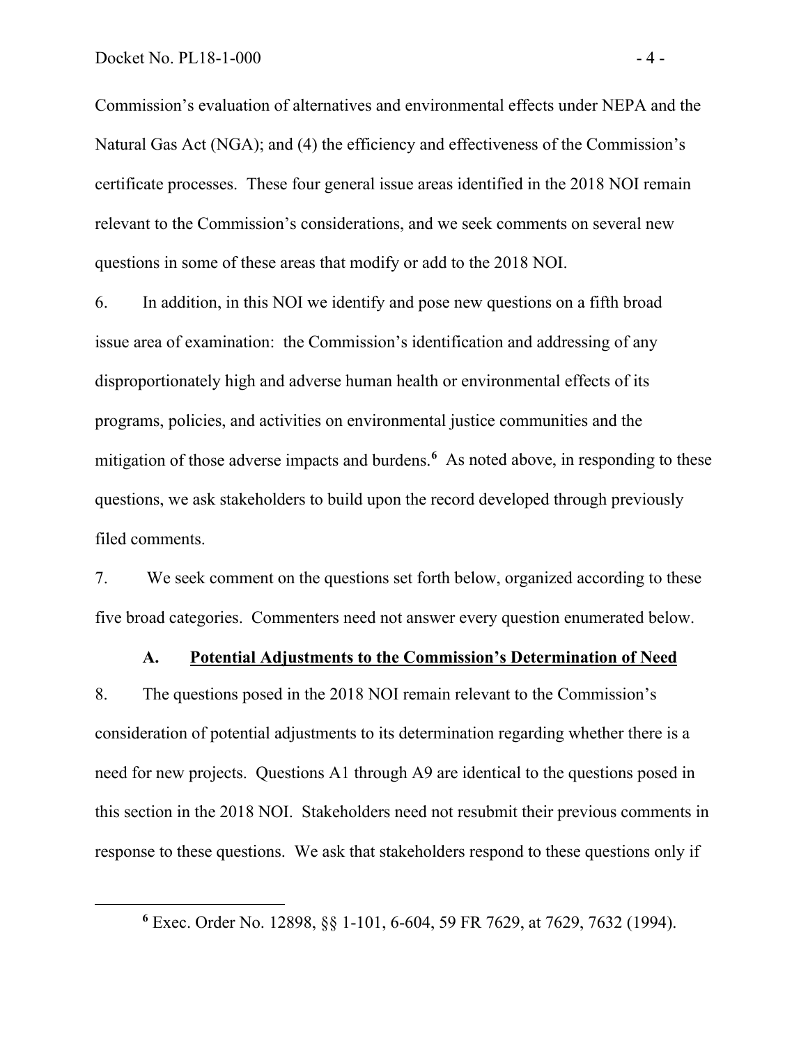Commission's evaluation of alternatives and environmental effects under NEPA and the Natural Gas Act (NGA); and (4) the efficiency and effectiveness of the Commission's certificate processes. These four general issue areas identified in the 2018 NOI remain relevant to the Commission's considerations, and we seek comments on several new questions in some of these areas that modify or add to the 2018 NOI.

6. In addition, in this NOI we identify and pose new questions on a fifth broad issue area of examination: the Commission's identification and addressing of any disproportionately high and adverse human health or environmental effects of its programs, policies, and activities on environmental justice communities and the mitigation of those adverse impacts and burdens.[6] As noted above, in responding to these questions, we ask stakeholders to build upon the record developed through previously filed comments.

7. We seek comment on the questions set forth below, organized according to these five broad categories. Commenters need not answer every question enumerated below.

### A. Potential Adjustments to the Commission's Determination of Need

8. The questions posed in the 2018 NOI remain relevant to the Commission's consideration of potential adjustments to its determination regarding whether there is a need for new projects. Questions A1 through A9 are identical to the questions posed in this section in the 2018 NOI. Stakeholders need not resubmit their previous comments in response to these questions. We ask that stakeholders respond to these questions only if

---

[6] Exec. Order No. 12898, §§ 1-101, 6-604, 59 FR 7629, at 7629, 7632 (1994).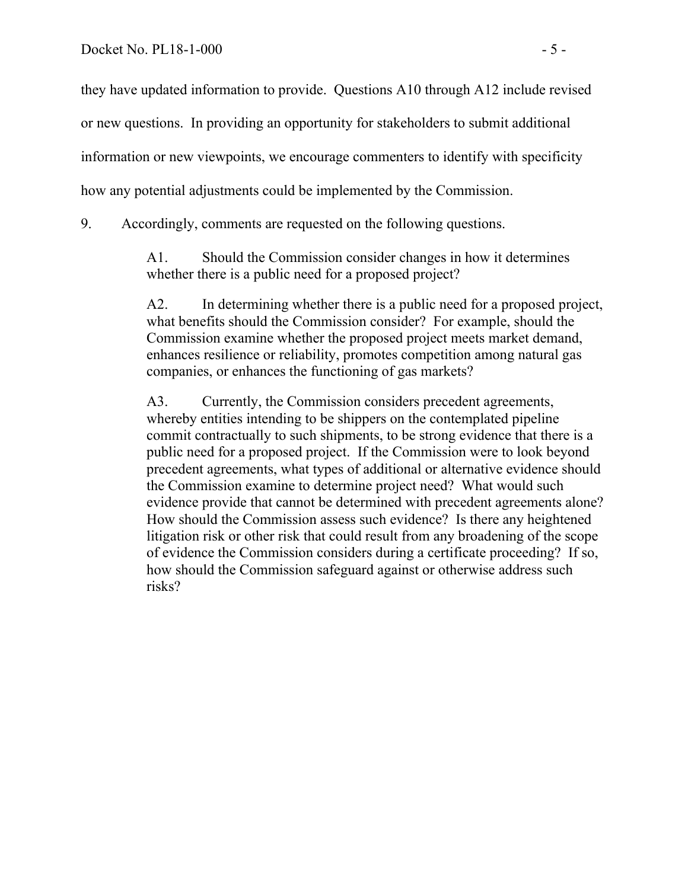they have updated information to provide. Questions A10 through A12 include revised or new questions. In providing an opportunity for stakeholders to submit additional information or new viewpoints, we encourage commenters to identify with specificity how any potential adjustments could be implemented by the Commission.

9. Accordingly, comments are requested on the following questions.

> A1. Should the Commission consider changes in how it determines whether there is a public need for a proposed project?
>
> A2. In determining whether there is a public need for a proposed project, what benefits should the Commission consider? For example, should the Commission examine whether the proposed project meets market demand, enhances resilience or reliability, promotes competition among natural gas companies, or enhances the functioning of gas markets?
>
> A3. Currently, the Commission considers precedent agreements, whereby entities intending to be shippers on the contemplated pipeline commit contractually to such shipments, to be strong evidence that there is a public need for a proposed project. If the Commission were to look beyond precedent agreements, what types of additional or alternative evidence should the Commission examine to determine project need? What would such evidence provide that cannot be determined with precedent agreements alone? How should the Commission assess such evidence? Is there any heightened litigation risk or other risk that could result from any broadening of the scope of evidence the Commission considers during a certificate proceeding? If so, how should the Commission safeguard against or otherwise address such risks?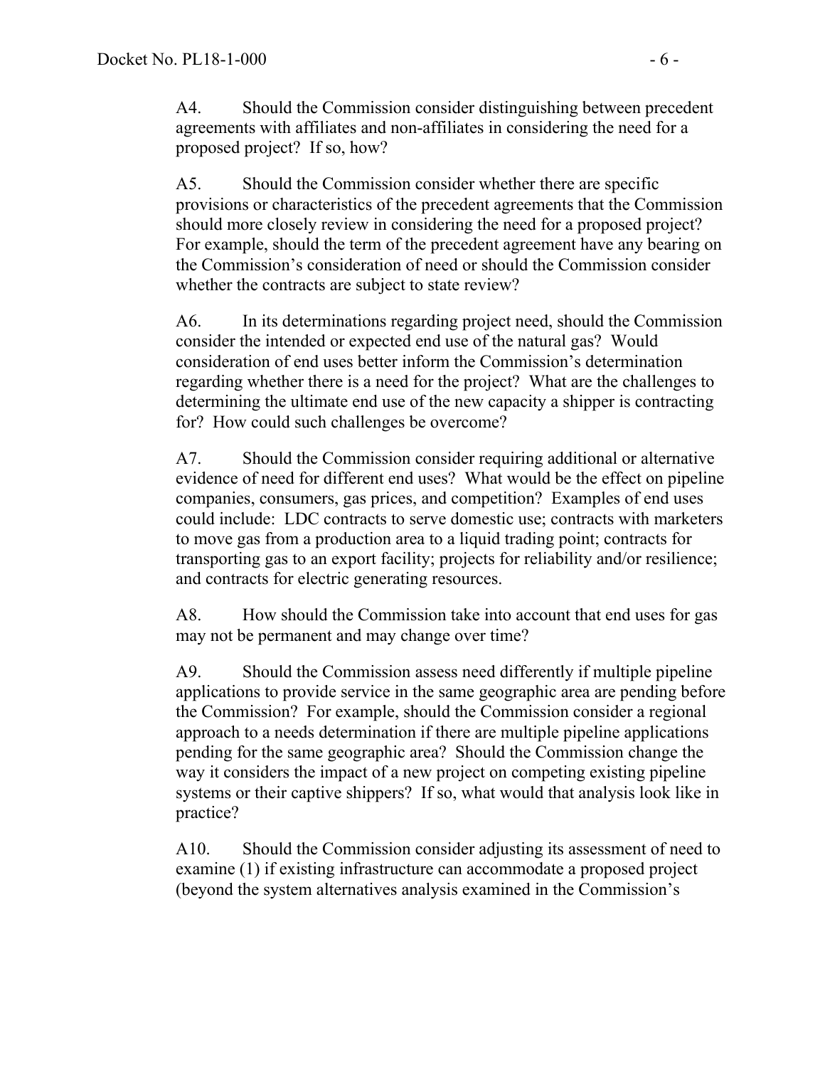A4. Should the Commission consider distinguishing between precedent agreements with affiliates and non-affiliates in considering the need for a proposed project? If so, how?

A5. Should the Commission consider whether there are specific provisions or characteristics of the precedent agreements that the Commission should more closely review in considering the need for a proposed project? For example, should the term of the precedent agreement have any bearing on the Commission's consideration of need or should the Commission consider whether the contracts are subject to state review?

A6. In its determinations regarding project need, should the Commission consider the intended or expected end use of the natural gas? Would consideration of end uses better inform the Commission's determination regarding whether there is a need for the project? What are the challenges to determining the ultimate end use of the new capacity a shipper is contracting for? How could such challenges be overcome?

A7. Should the Commission consider requiring additional or alternative evidence of need for different end uses? What would be the effect on pipeline companies, consumers, gas prices, and competition? Examples of end uses could include: LDC contracts to serve domestic use; contracts with marketers to move gas from a production area to a liquid trading point; contracts for transporting gas to an export facility; projects for reliability and/or resilience; and contracts for electric generating resources.

A8. How should the Commission take into account that end uses for gas may not be permanent and may change over time?

A9. Should the Commission assess need differently if multiple pipeline applications to provide service in the same geographic area are pending before the Commission? For example, should the Commission consider a regional approach to a needs determination if there are multiple pipeline applications pending for the same geographic area? Should the Commission change the way it considers the impact of a new project on competing existing pipeline systems or their captive shippers? If so, what would that analysis look like in practice?

A10. Should the Commission consider adjusting its assessment of need to examine (1) if existing infrastructure can accommodate a proposed project (beyond the system alternatives analysis examined in the Commission's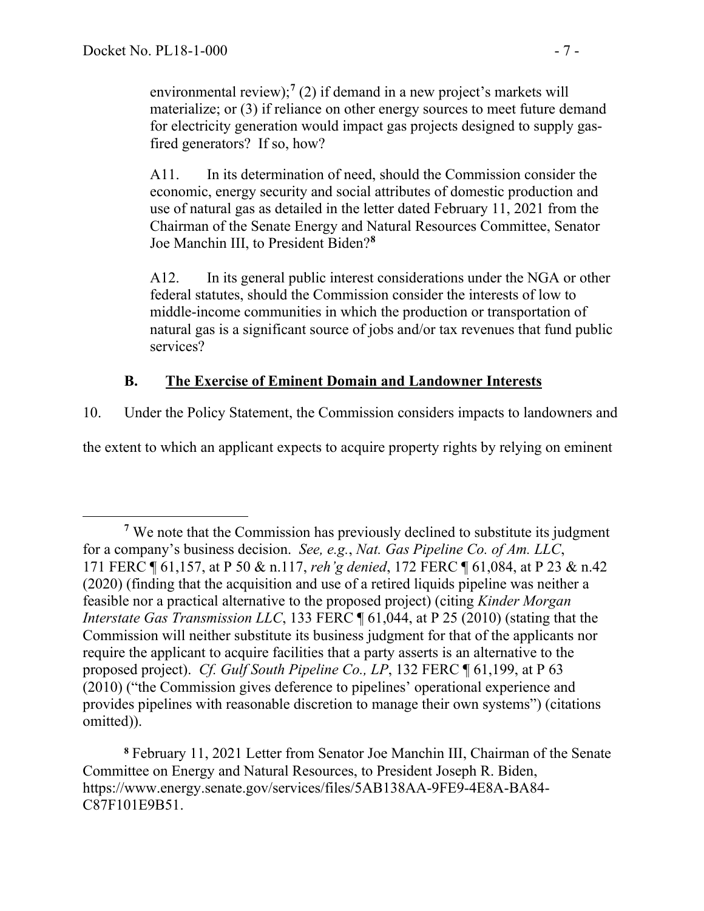environmental review);[7] (2) if demand in a new project's markets will materialize; or (3) if reliance on other energy sources to meet future demand for electricity generation would impact gas projects designed to supply gas-fired generators? If so, how?

A11. In its determination of need, should the Commission consider the economic, energy security and social attributes of domestic production and use of natural gas as detailed in the letter dated February 11, 2021 from the Chairman of the Senate Energy and Natural Resources Committee, Senator Joe Manchin III, to President Biden?[8]

A12. In its general public interest considerations under the NGA or other federal statutes, should the Commission consider the interests of low to middle-income communities in which the production or transportation of natural gas is a significant source of jobs and/or tax revenues that fund public services?

### B. The Exercise of Eminent Domain and Landowner Interests

10. Under the Policy Statement, the Commission considers impacts to landowners and the extent to which an applicant expects to acquire property rights by relying on eminent

---

[7] We note that the Commission has previously declined to substitute its judgment for a company's business decision. *See, e.g.*, *Nat. Gas Pipeline Co. of Am. LLC*, 171 FERC ¶ 61,157, at P 50 & n.117, *reh'g denied*, 172 FERC ¶ 61,084, at P 23 & n.42 (2020) (finding that the acquisition and use of a retired liquids pipeline was neither a feasible nor a practical alternative to the proposed project) (citing *Kinder Morgan Interstate Gas Transmission LLC*, 133 FERC ¶ 61,044, at P 25 (2010) (stating that the Commission will neither substitute its business judgment for that of the applicants nor require the applicant to acquire facilities that a party asserts is an alternative to the proposed project). *Cf. Gulf South Pipeline Co., LP*, 132 FERC ¶ 61,199, at P 63 (2010) ("the Commission gives deference to pipelines' operational experience and provides pipelines with reasonable discretion to manage their own systems") (citations omitted)).

[8] February 11, 2021 Letter from Senator Joe Manchin III, Chairman of the Senate Committee on Energy and Natural Resources, to President Joseph R. Biden, https://www.energy.senate.gov/services/files/5AB138AA-9FE9-4E8A-BA84-C87F101E9B51.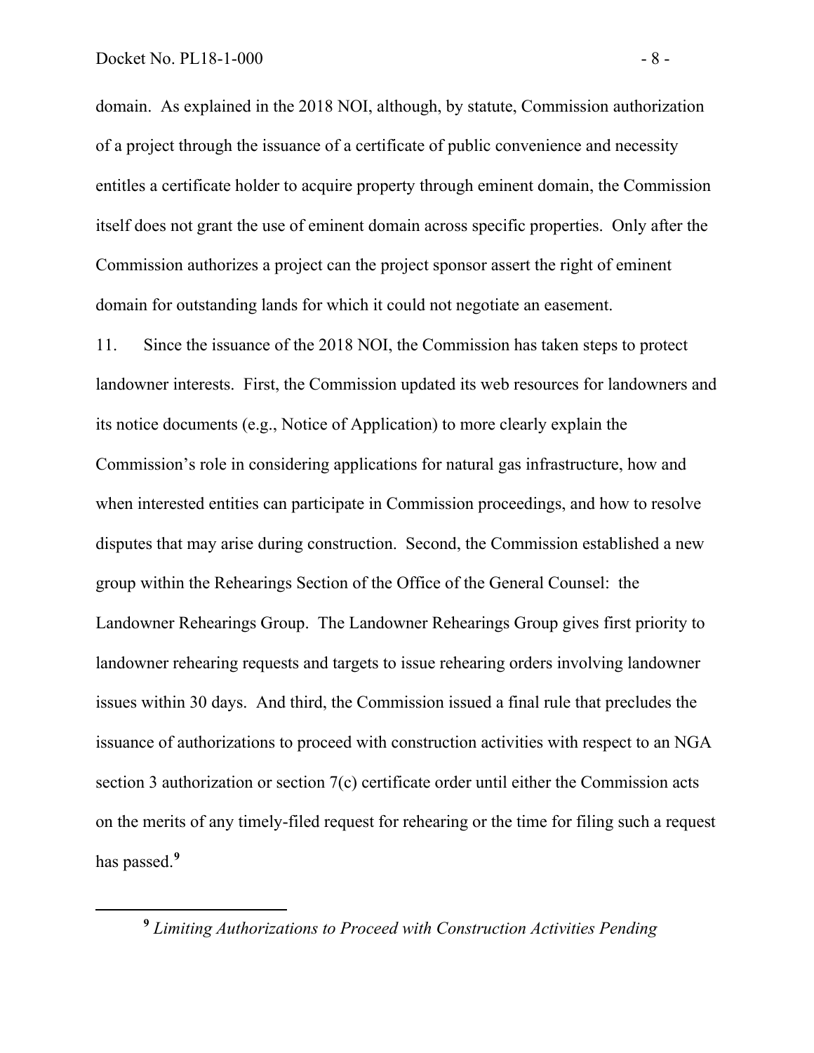domain. As explained in the 2018 NOI, although, by statute, Commission authorization of a project through the issuance of a certificate of public convenience and necessity entitles a certificate holder to acquire property through eminent domain, the Commission itself does not grant the use of eminent domain across specific properties. Only after the Commission authorizes a project can the project sponsor assert the right of eminent domain for outstanding lands for which it could not negotiate an easement.

11. Since the issuance of the 2018 NOI, the Commission has taken steps to protect landowner interests. First, the Commission updated its web resources for landowners and its notice documents (e.g., Notice of Application) to more clearly explain the Commission's role in considering applications for natural gas infrastructure, how and when interested entities can participate in Commission proceedings, and how to resolve disputes that may arise during construction. Second, the Commission established a new group within the Rehearings Section of the Office of the General Counsel: the Landowner Rehearings Group. The Landowner Rehearings Group gives first priority to landowner rehearing requests and targets to issue rehearing orders involving landowner issues within 30 days. And third, the Commission issued a final rule that precludes the issuance of authorizations to proceed with construction activities with respect to an NGA section 3 authorization or section 7(c) certificate order until either the Commission acts on the merits of any timely-filed request for rehearing or the time for filing such a request has passed.[9]

---

[9] *Limiting Authorizations to Proceed with Construction Activities Pending*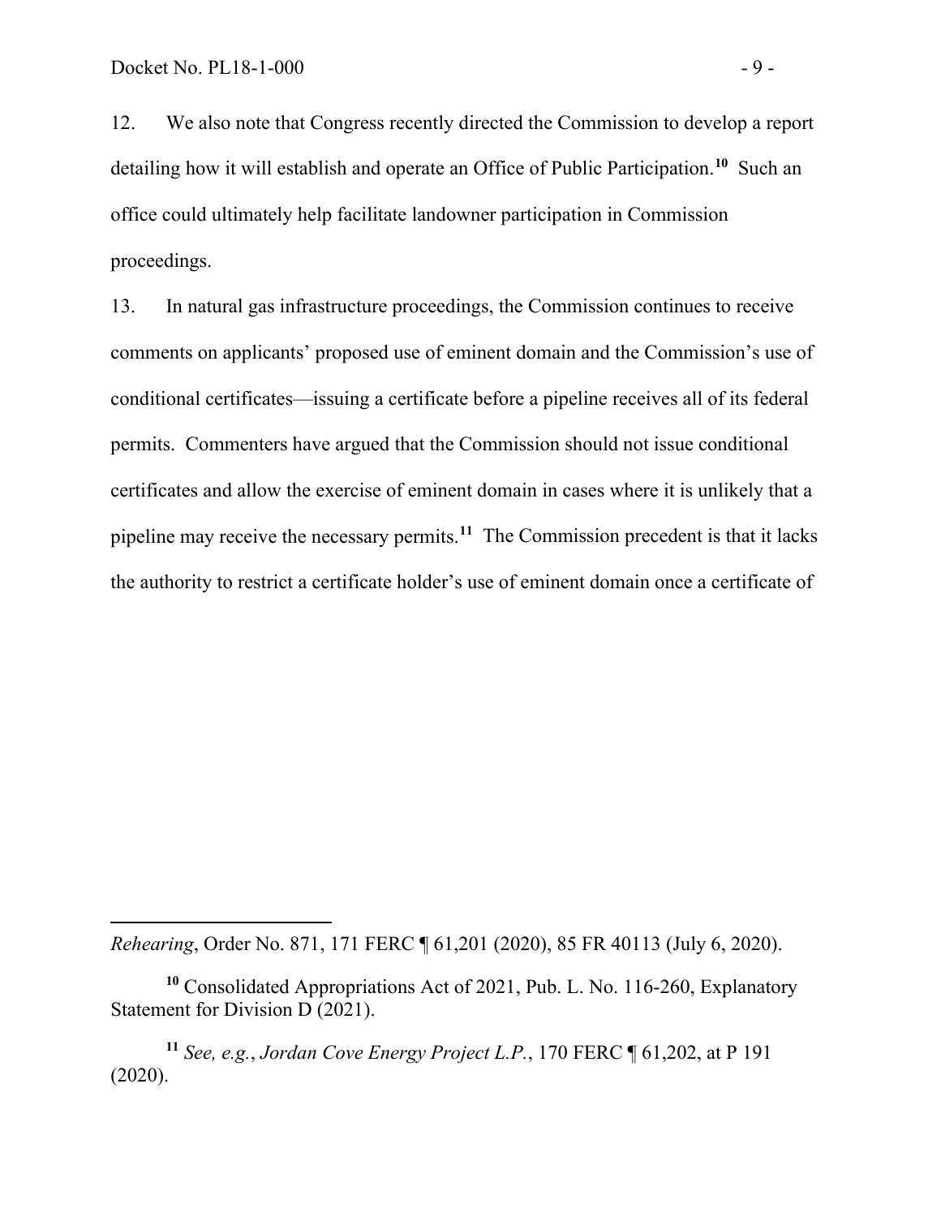12. We also note that Congress recently directed the Commission to develop a report detailing how it will establish and operate an Office of Public Participation.[10] Such an office could ultimately help facilitate landowner participation in Commission proceedings.

13. In natural gas infrastructure proceedings, the Commission continues to receive comments on applicants' proposed use of eminent domain and the Commission's use of conditional certificates—issuing a certificate before a pipeline receives all of its federal permits. Commenters have argued that the Commission should not issue conditional certificates and allow the exercise of eminent domain in cases where it is unlikely that a pipeline may receive the necessary permits.[11] The Commission precedent is that it lacks the authority to restrict a certificate holder's use of eminent domain once a certificate of

---

*Rehearing*, Order No. 871, 171 FERC ¶ 61,201 (2020), 85 FR 40113 (July 6, 2020).

[10] Consolidated Appropriations Act of 2021, Pub. L. No. 116-260, Explanatory Statement for Division D (2021).

[11] *See, e.g.*, *Jordan Cove Energy Project L.P.*, 170 FERC ¶ 61,202, at P 191 (2020).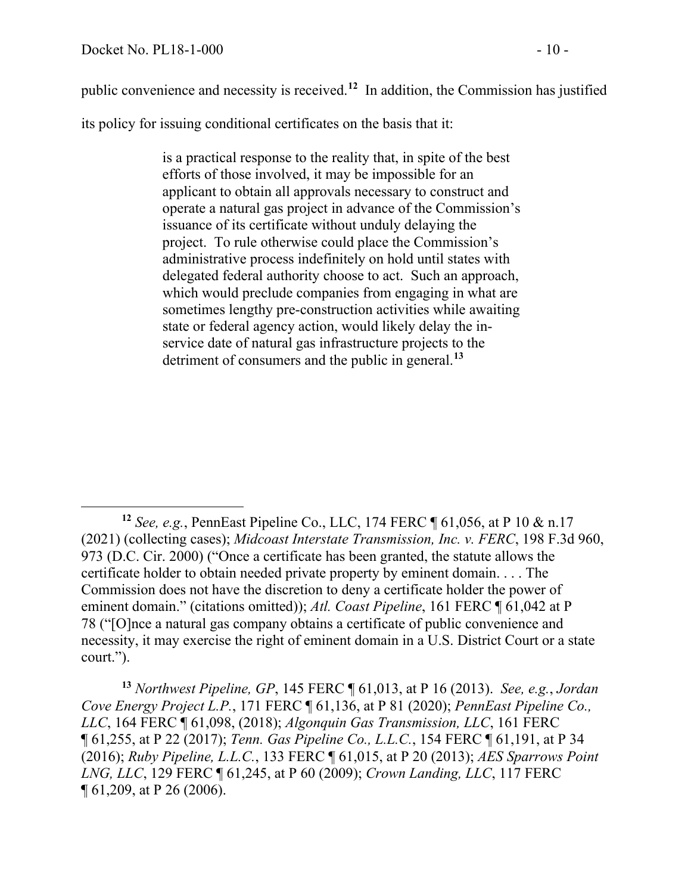public convenience and necessity is received.[12] In addition, the Commission has justified its policy for issuing conditional certificates on the basis that it:

> is a practical response to the reality that, in spite of the best efforts of those involved, it may be impossible for an applicant to obtain all approvals necessary to construct and operate a natural gas project in advance of the Commission's issuance of its certificate without unduly delaying the project. To rule otherwise could place the Commission's administrative process indefinitely on hold until states with delegated federal authority choose to act. Such an approach, which would preclude companies from engaging in what are sometimes lengthy pre-construction activities while awaiting state or federal agency action, would likely delay the in-service date of natural gas infrastructure projects to the detriment of consumers and the public in general.[13]

---

[12] *See, e.g.*, PennEast Pipeline Co., LLC, 174 FERC ¶ 61,056, at P 10 & n.17 (2021) (collecting cases); *Midcoast Interstate Transmission, Inc. v. FERC*, 198 F.3d 960, 973 (D.C. Cir. 2000) ("Once a certificate has been granted, the statute allows the certificate holder to obtain needed private property by eminent domain. . . . The Commission does not have the discretion to deny a certificate holder the power of eminent domain." (citations omitted)); *Atl. Coast Pipeline*, 161 FERC ¶ 61,042 at P 78 ("[O]nce a natural gas company obtains a certificate of public convenience and necessity, it may exercise the right of eminent domain in a U.S. District Court or a state court.").

[13] *Northwest Pipeline, GP*, 145 FERC ¶ 61,013, at P 16 (2013). *See, e.g.*, *Jordan Cove Energy Project L.P.*, 171 FERC ¶ 61,136, at P 81 (2020); *PennEast Pipeline Co., LLC*, 164 FERC ¶ 61,098, (2018); *Algonquin Gas Transmission, LLC*, 161 FERC ¶ 61,255, at P 22 (2017); *Tenn. Gas Pipeline Co., L.L.C.*, 154 FERC ¶ 61,191, at P 34 (2016); *Ruby Pipeline, L.L.C.*, 133 FERC ¶ 61,015, at P 20 (2013); *AES Sparrows Point LNG, LLC*, 129 FERC ¶ 61,245, at P 60 (2009); *Crown Landing, LLC*, 117 FERC ¶ 61,209, at P 26 (2006).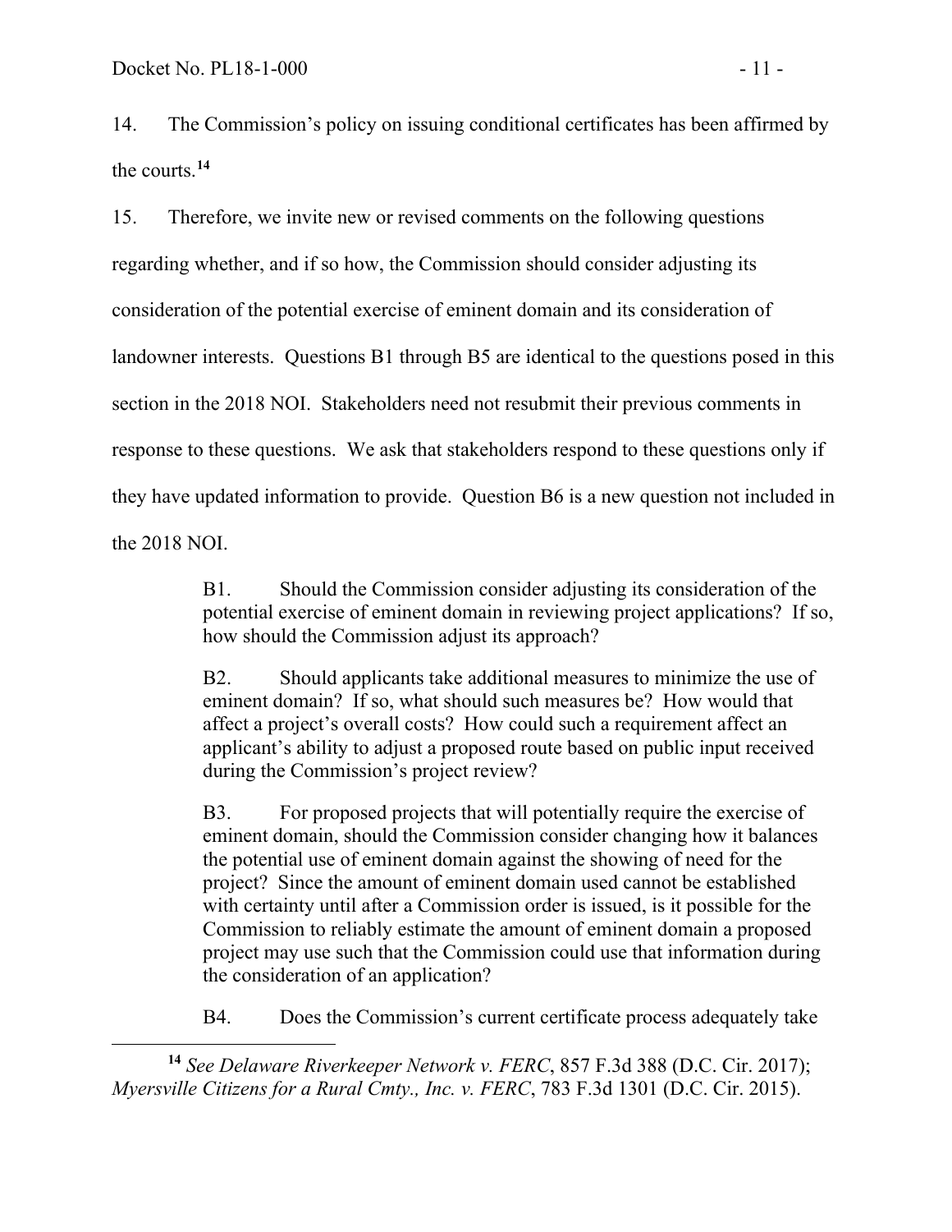14. The Commission's policy on issuing conditional certificates has been affirmed by the courts.[14]

15. Therefore, we invite new or revised comments on the following questions regarding whether, and if so how, the Commission should consider adjusting its consideration of the potential exercise of eminent domain and its consideration of landowner interests. Questions B1 through B5 are identical to the questions posed in this section in the 2018 NOI. Stakeholders need not resubmit their previous comments in response to these questions. We ask that stakeholders respond to these questions only if they have updated information to provide. Question B6 is a new question not included in the 2018 NOI.

> B1. Should the Commission consider adjusting its consideration of the potential exercise of eminent domain in reviewing project applications? If so, how should the Commission adjust its approach?
>
> B2. Should applicants take additional measures to minimize the use of eminent domain? If so, what should such measures be? How would that affect a project's overall costs? How could such a requirement affect an applicant's ability to adjust a proposed route based on public input received during the Commission's project review?
>
> B3. For proposed projects that will potentially require the exercise of eminent domain, should the Commission consider changing how it balances the potential use of eminent domain against the showing of need for the project? Since the amount of eminent domain used cannot be established with certainty until after a Commission order is issued, is it possible for the Commission to reliably estimate the amount of eminent domain a proposed project may use such that the Commission could use that information during the consideration of an application?
>
> B4. Does the Commission's current certificate process adequately take

[14] *See Delaware Riverkeeper Network v. FERC*, 857 F.3d 388 (D.C. Cir. 2017); *Myersville Citizens for a Rural Cmty., Inc. v. FERC*, 783 F.3d 1301 (D.C. Cir. 2015).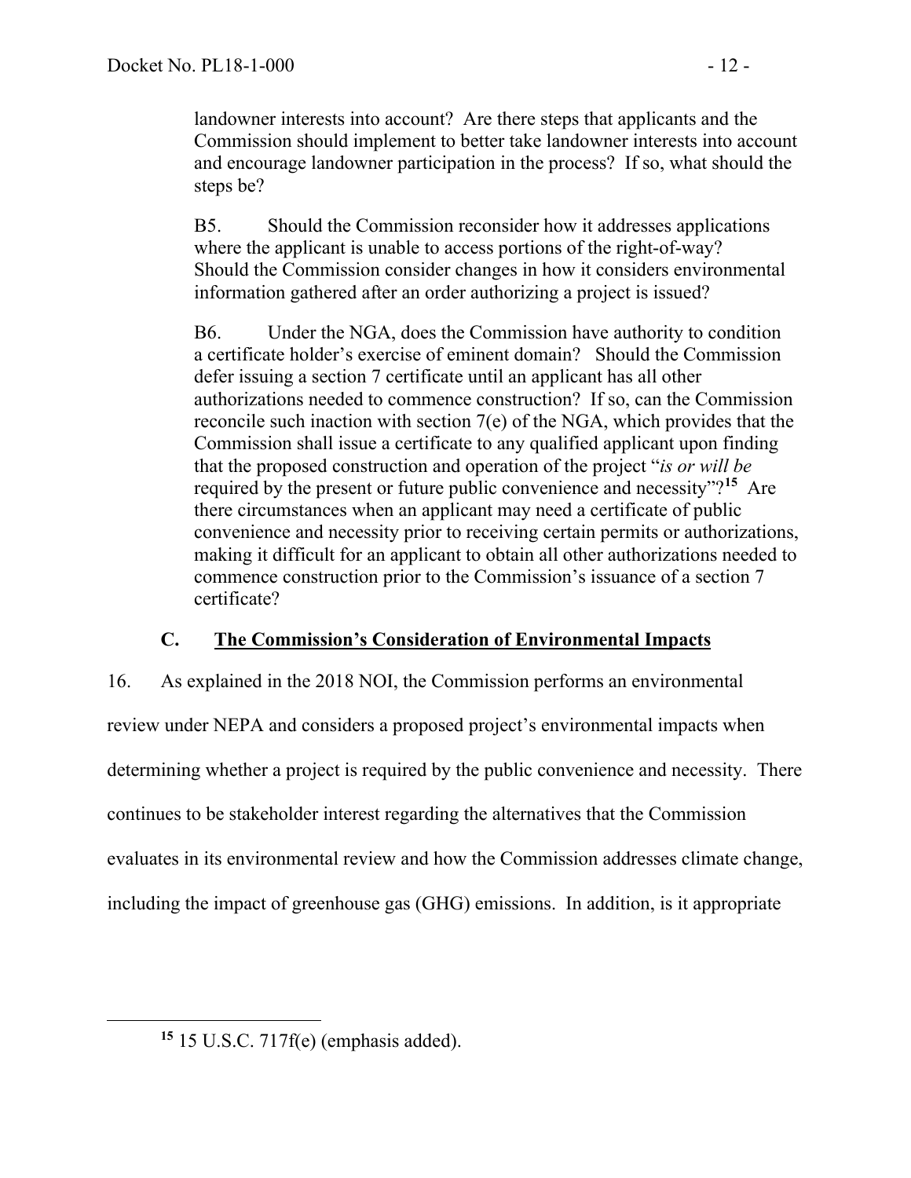landowner interests into account? Are there steps that applicants and the Commission should implement to better take landowner interests into account and encourage landowner participation in the process? If so, what should the steps be?

B5. Should the Commission reconsider how it addresses applications where the applicant is unable to access portions of the right-of-way? Should the Commission consider changes in how it considers environmental information gathered after an order authorizing a project is issued?

B6. Under the NGA, does the Commission have authority to condition a certificate holder's exercise of eminent domain? Should the Commission defer issuing a section 7 certificate until an applicant has all other authorizations needed to commence construction? If so, can the Commission reconcile such inaction with section 7(e) of the NGA, which provides that the Commission shall issue a certificate to any qualified applicant upon finding that the proposed construction and operation of the project "*is or will be* required by the present or future public convenience and necessity"?[15] Are there circumstances when an applicant may need a certificate of public convenience and necessity prior to receiving certain permits or authorizations, making it difficult for an applicant to obtain all other authorizations needed to commence construction prior to the Commission's issuance of a section 7 certificate?

## C. The Commission's Consideration of Environmental Impacts

16. As explained in the 2018 NOI, the Commission performs an environmental review under NEPA and considers a proposed project's environmental impacts when determining whether a project is required by the public convenience and necessity. There continues to be stakeholder interest regarding the alternatives that the Commission evaluates in its environmental review and how the Commission addresses climate change, including the impact of greenhouse gas (GHG) emissions. In addition, is it appropriate

---

[15] 15 U.S.C. 717f(e) (emphasis added).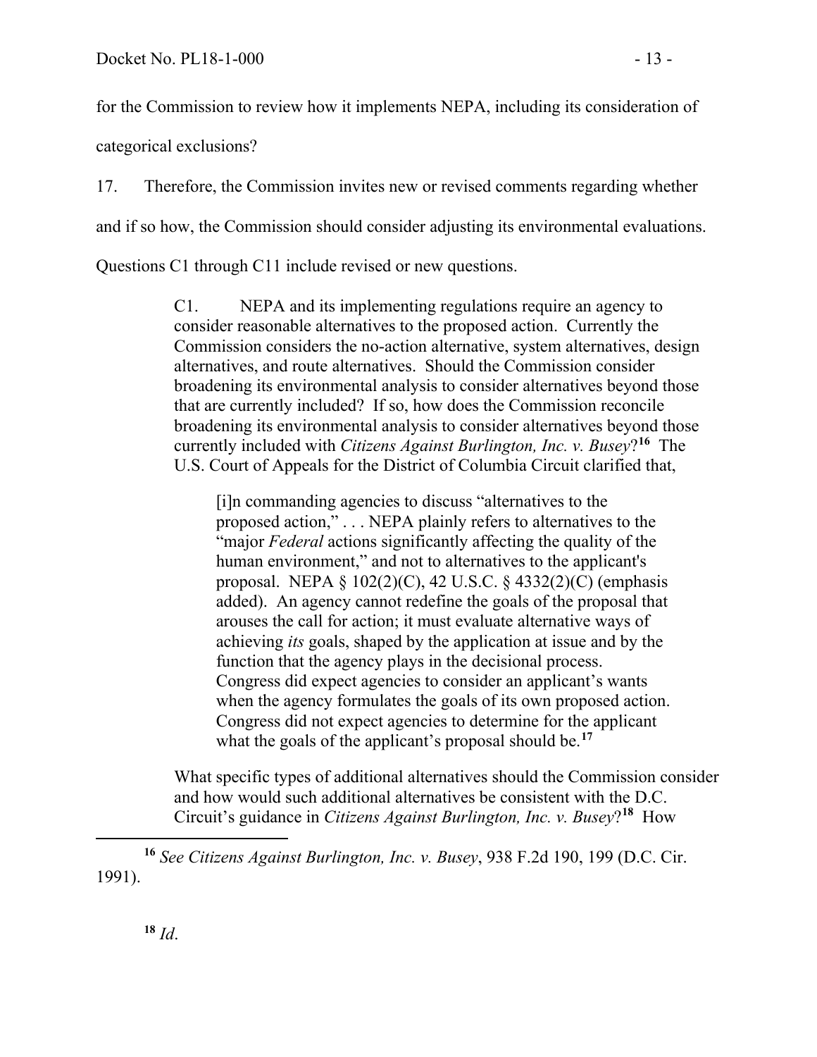for the Commission to review how it implements NEPA, including its consideration of categorical exclusions?

17. Therefore, the Commission invites new or revised comments regarding whether and if so how, the Commission should consider adjusting its environmental evaluations. Questions C1 through C11 include revised or new questions.

> C1. NEPA and its implementing regulations require an agency to consider reasonable alternatives to the proposed action. Currently the Commission considers the no-action alternative, system alternatives, design alternatives, and route alternatives. Should the Commission consider broadening its environmental analysis to consider alternatives beyond those that are currently included? If so, how does the Commission reconcile broadening its environmental analysis to consider alternatives beyond those currently included with *Citizens Against Burlington, Inc. v. Busey*?[16] The U.S. Court of Appeals for the District of Columbia Circuit clarified that,
>
> > [i]n commanding agencies to discuss "alternatives to the proposed action," . . . NEPA plainly refers to alternatives to the "major *Federal* actions significantly affecting the quality of the human environment," and not to alternatives to the applicant's proposal. NEPA § 102(2)(C), 42 U.S.C. § 4332(2)(C) (emphasis added). An agency cannot redefine the goals of the proposal that arouses the call for action; it must evaluate alternative ways of achieving *its* goals, shaped by the application at issue and by the function that the agency plays in the decisional process. Congress did expect agencies to consider an applicant's wants when the agency formulates the goals of its own proposed action. Congress did not expect agencies to determine for the applicant what the goals of the applicant's proposal should be.[17]
>
> What specific types of additional alternatives should the Commission consider and how would such additional alternatives be consistent with the D.C. Circuit's guidance in *Citizens Against Burlington, Inc. v. Busey*?[18] How

[16] *See Citizens Against Burlington, Inc. v. Busey*, 938 F.2d 190, 199 (D.C. Cir. 1991).

[18] *Id*.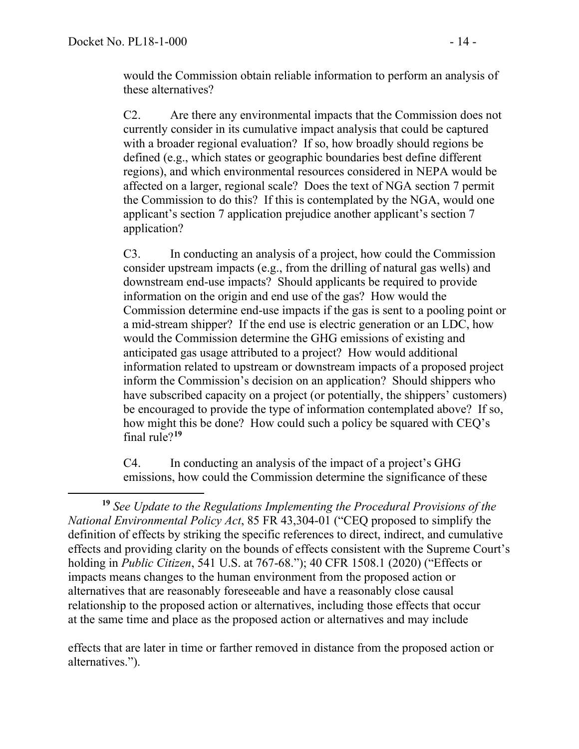would the Commission obtain reliable information to perform an analysis of these alternatives?

C2. Are there any environmental impacts that the Commission does not currently consider in its cumulative impact analysis that could be captured with a broader regional evaluation? If so, how broadly should regions be defined (e.g., which states or geographic boundaries best define different regions), and which environmental resources considered in NEPA would be affected on a larger, regional scale? Does the text of NGA section 7 permit the Commission to do this? If this is contemplated by the NGA, would one applicant's section 7 application prejudice another applicant's section 7 application?

C3. In conducting an analysis of a project, how could the Commission consider upstream impacts (e.g., from the drilling of natural gas wells) and downstream end-use impacts? Should applicants be required to provide information on the origin and end use of the gas? How would the Commission determine end-use impacts if the gas is sent to a pooling point or a mid-stream shipper? If the end use is electric generation or an LDC, how would the Commission determine the GHG emissions of existing and anticipated gas usage attributed to a project? How would additional information related to upstream or downstream impacts of a proposed project inform the Commission's decision on an application? Should shippers who have subscribed capacity on a project (or potentially, the shippers' customers) be encouraged to provide the type of information contemplated above? If so, how might this be done? How could such a policy be squared with CEQ's final rule?[19]

C4. In conducting an analysis of the impact of a project's GHG emissions, how could the Commission determine the significance of these

---

[19] *See Update to the Regulations Implementing the Procedural Provisions of the National Environmental Policy Act*, 85 FR 43,304-01 ("CEQ proposed to simplify the definition of effects by striking the specific references to direct, indirect, and cumulative effects and providing clarity on the bounds of effects consistent with the Supreme Court's holding in *Public Citizen*, 541 U.S. at 767-68."); 40 CFR 1508.1 (2020) ("Effects or impacts means changes to the human environment from the proposed action or alternatives that are reasonably foreseeable and have a reasonably close causal relationship to the proposed action or alternatives, including those effects that occur at the same time and place as the proposed action or alternatives and may include effects that are later in time or farther removed in distance from the proposed action or alternatives.").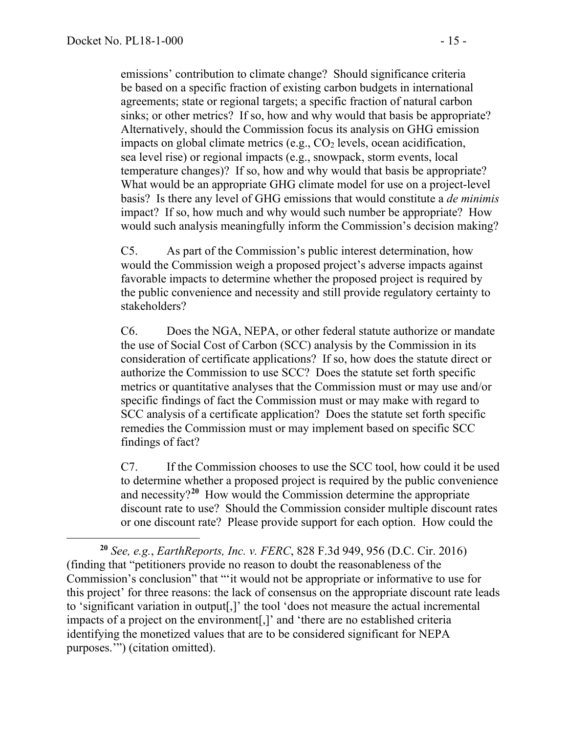emissions' contribution to climate change? Should significance criteria be based on a specific fraction of existing carbon budgets in international agreements; state or regional targets; a specific fraction of natural carbon sinks; or other metrics? If so, how and why would that basis be appropriate? Alternatively, should the Commission focus its analysis on GHG emission impacts on global climate metrics (e.g., $CO_2$ levels, ocean acidification, sea level rise) or regional impacts (e.g., snowpack, storm events, local temperature changes)? If so, how and why would that basis be appropriate? What would be an appropriate GHG climate model for use on a project-level basis? Is there any level of GHG emissions that would constitute a *de minimis* impact? If so, how much and why would such number be appropriate? How would such analysis meaningfully inform the Commission's decision making?

C5. As part of the Commission's public interest determination, how would the Commission weigh a proposed project's adverse impacts against favorable impacts to determine whether the proposed project is required by the public convenience and necessity and still provide regulatory certainty to stakeholders?

C6. Does the NGA, NEPA, or other federal statute authorize or mandate the use of Social Cost of Carbon (SCC) analysis by the Commission in its consideration of certificate applications? If so, how does the statute direct or authorize the Commission to use SCC? Does the statute set forth specific metrics or quantitative analyses that the Commission must or may use and/or specific findings of fact the Commission must or may make with regard to SCC analysis of a certificate application? Does the statute set forth specific remedies the Commission must or may implement based on specific SCC findings of fact?

C7. If the Commission chooses to use the SCC tool, how could it be used to determine whether a proposed project is required by the public convenience and necessity?[20] How would the Commission determine the appropriate discount rate to use? Should the Commission consider multiple discount rates or one discount rate? Please provide support for each option. How could the

---

[20] *See, e.g.*, *EarthReports, Inc. v. FERC*, 828 F.3d 949, 956 (D.C. Cir. 2016) (finding that "petitioners provide no reason to doubt the reasonableness of the Commission's conclusion" that "'it would not be appropriate or informative to use for this project' for three reasons: the lack of consensus on the appropriate discount rate leads to 'significant variation in output[,]' the tool 'does not measure the actual incremental impacts of a project on the environment[,]' and 'there are no established criteria identifying the monetized values that are to be considered significant for NEPA purposes.'") (citation omitted).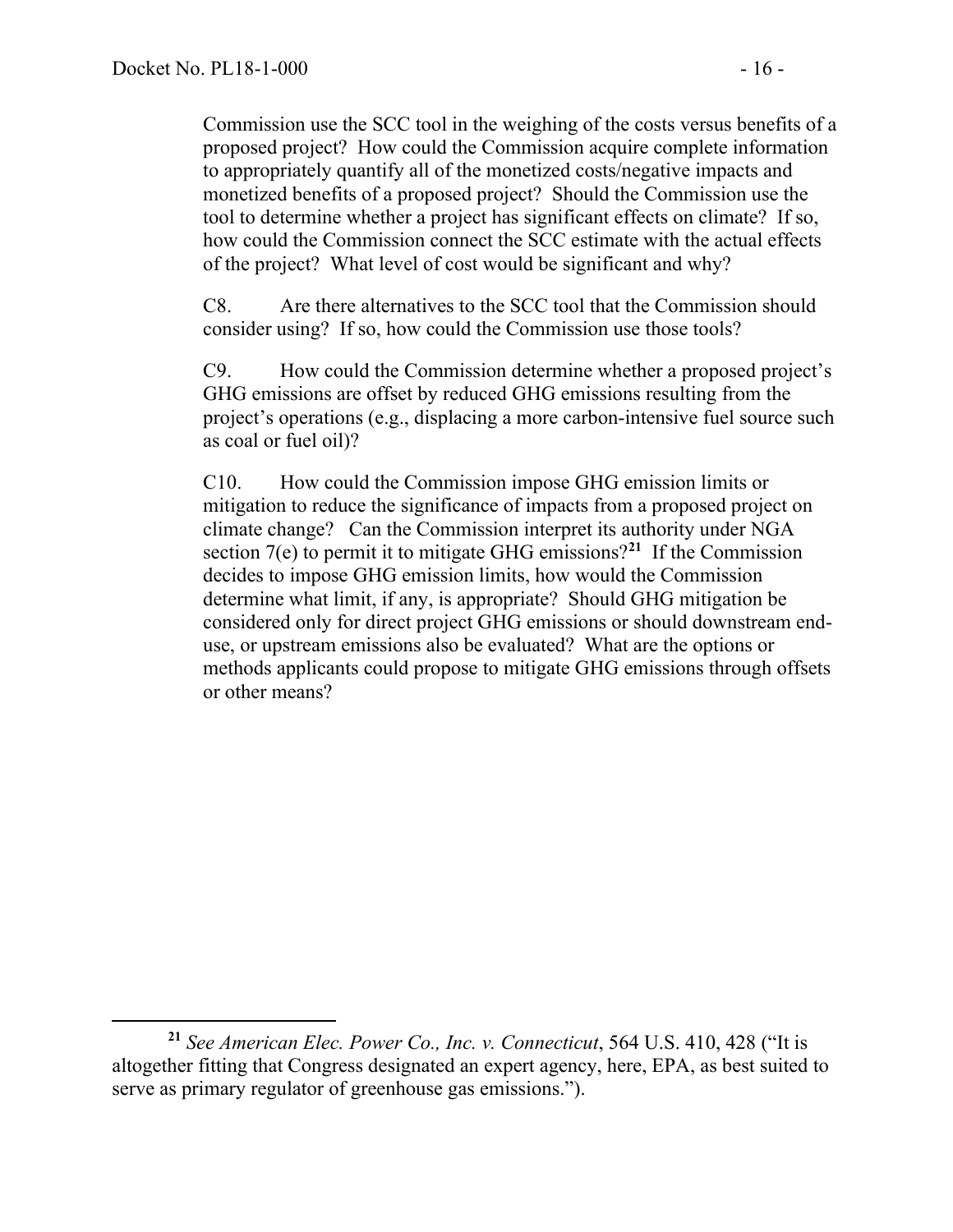Commission use the SCC tool in the weighing of the costs versus benefits of a proposed project? How could the Commission acquire complete information to appropriately quantify all of the monetized costs/negative impacts and monetized benefits of a proposed project? Should the Commission use the tool to determine whether a project has significant effects on climate? If so, how could the Commission connect the SCC estimate with the actual effects of the project? What level of cost would be significant and why?

C8. Are there alternatives to the SCC tool that the Commission should consider using? If so, how could the Commission use those tools?

C9. How could the Commission determine whether a proposed project's GHG emissions are offset by reduced GHG emissions resulting from the project's operations (e.g., displacing a more carbon-intensive fuel source such as coal or fuel oil)?

C10. How could the Commission impose GHG emission limits or mitigation to reduce the significance of impacts from a proposed project on climate change? Can the Commission interpret its authority under NGA section 7(e) to permit it to mitigate GHG emissions?[21] If the Commission decides to impose GHG emission limits, how would the Commission determine what limit, if any, is appropriate? Should GHG mitigation be considered only for direct project GHG emissions or should downstream end-use, or upstream emissions also be evaluated? What are the options or methods applicants could propose to mitigate GHG emissions through offsets or other means?

[21] *See American Elec. Power Co., Inc. v. Connecticut*, 564 U.S. 410, 428 ("It is altogether fitting that Congress designated an expert agency, here, EPA, as best suited to serve as primary regulator of greenhouse gas emissions.").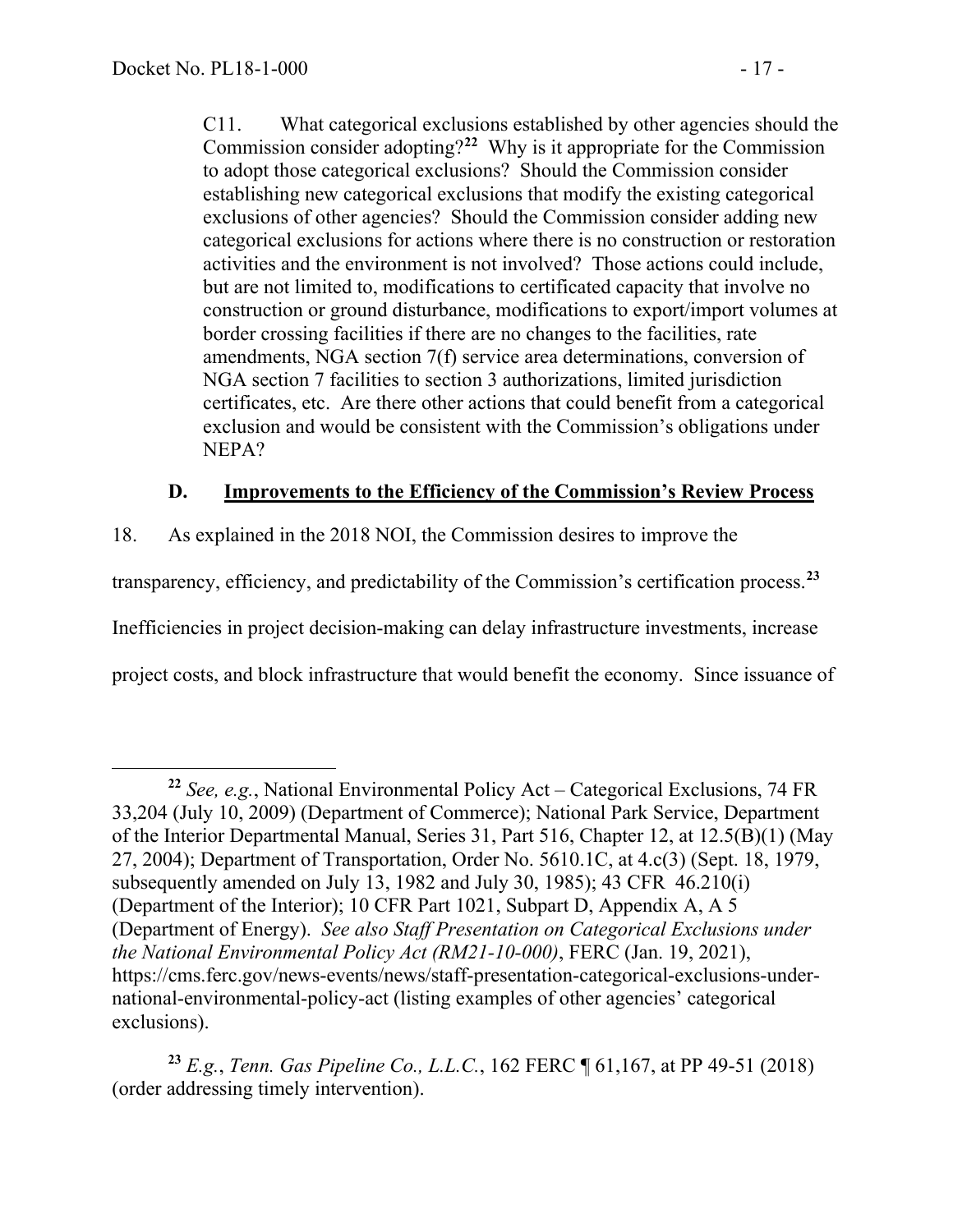C11. What categorical exclusions established by other agencies should the Commission consider adopting?[22] Why is it appropriate for the Commission to adopt those categorical exclusions? Should the Commission consider establishing new categorical exclusions that modify the existing categorical exclusions of other agencies? Should the Commission consider adding new categorical exclusions for actions where there is no construction or restoration activities and the environment is not involved? Those actions could include, but are not limited to, modifications to certificated capacity that involve no construction or ground disturbance, modifications to export/import volumes at border crossing facilities if there are no changes to the facilities, rate amendments, NGA section 7(f) service area determinations, conversion of NGA section 7 facilities to section 3 authorizations, limited jurisdiction certificates, etc. Are there other actions that could benefit from a categorical exclusion and would be consistent with the Commission's obligations under NEPA?

### D. Improvements to the Efficiency of the Commission's Review Process

18. As explained in the 2018 NOI, the Commission desires to improve the transparency, efficiency, and predictability of the Commission's certification process.[23] Inefficiencies in project decision-making can delay infrastructure investments, increase project costs, and block infrastructure that would benefit the economy. Since issuance of

---

[22] *See, e.g.*, National Environmental Policy Act – Categorical Exclusions, 74 FR 33,204 (July 10, 2009) (Department of Commerce); National Park Service, Department of the Interior Departmental Manual, Series 31, Part 516, Chapter 12, at 12.5(B)(1) (May 27, 2004); Department of Transportation, Order No. 5610.1C, at 4.c(3) (Sept. 18, 1979, subsequently amended on July 13, 1982 and July 30, 1985); 43 CFR 46.210(i) (Department of the Interior); 10 CFR Part 1021, Subpart D, Appendix A, A 5 (Department of Energy). *See also Staff Presentation on Categorical Exclusions under the National Environmental Policy Act (RM21-10-000)*, FERC (Jan. 19, 2021), https://cms.ferc.gov/news-events/news/staff-presentation-categorical-exclusions-under-national-environmental-policy-act (listing examples of other agencies' categorical exclusions).

[23] *E.g.*, *Tenn. Gas Pipeline Co., L.L.C.*, 162 FERC ¶ 61,167, at PP 49-51 (2018) (order addressing timely intervention).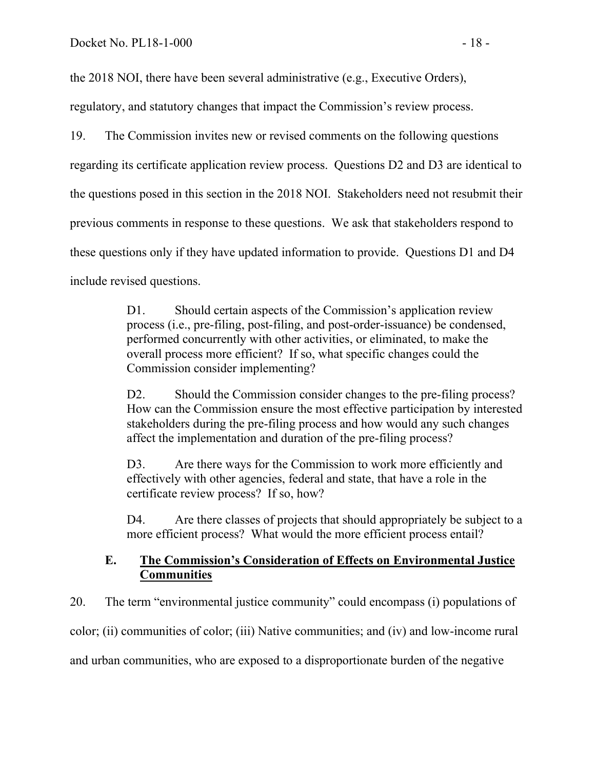the 2018 NOI, there have been several administrative (e.g., Executive Orders), regulatory, and statutory changes that impact the Commission's review process.

19. The Commission invites new or revised comments on the following questions regarding its certificate application review process. Questions D2 and D3 are identical to the questions posed in this section in the 2018 NOI. Stakeholders need not resubmit their previous comments in response to these questions. We ask that stakeholders respond to these questions only if they have updated information to provide. Questions D1 and D4 include revised questions.

> D1. Should certain aspects of the Commission's application review process (i.e., pre-filing, post-filing, and post-order-issuance) be condensed, performed concurrently with other activities, or eliminated, to make the overall process more efficient? If so, what specific changes could the Commission consider implementing?
>
> D2. Should the Commission consider changes to the pre-filing process? How can the Commission ensure the most effective participation by interested stakeholders during the pre-filing process and how would any such changes affect the implementation and duration of the pre-filing process?
>
> D3. Are there ways for the Commission to work more efficiently and effectively with other agencies, federal and state, that have a role in the certificate review process? If so, how?
>
> D4. Are there classes of projects that should appropriately be subject to a more efficient process? What would the more efficient process entail?

## E. The Commission's Consideration of Effects on Environmental Justice Communities

20. The term "environmental justice community" could encompass (i) populations of color; (ii) communities of color; (iii) Native communities; and (iv) and low-income rural and urban communities, who are exposed to a disproportionate burden of the negative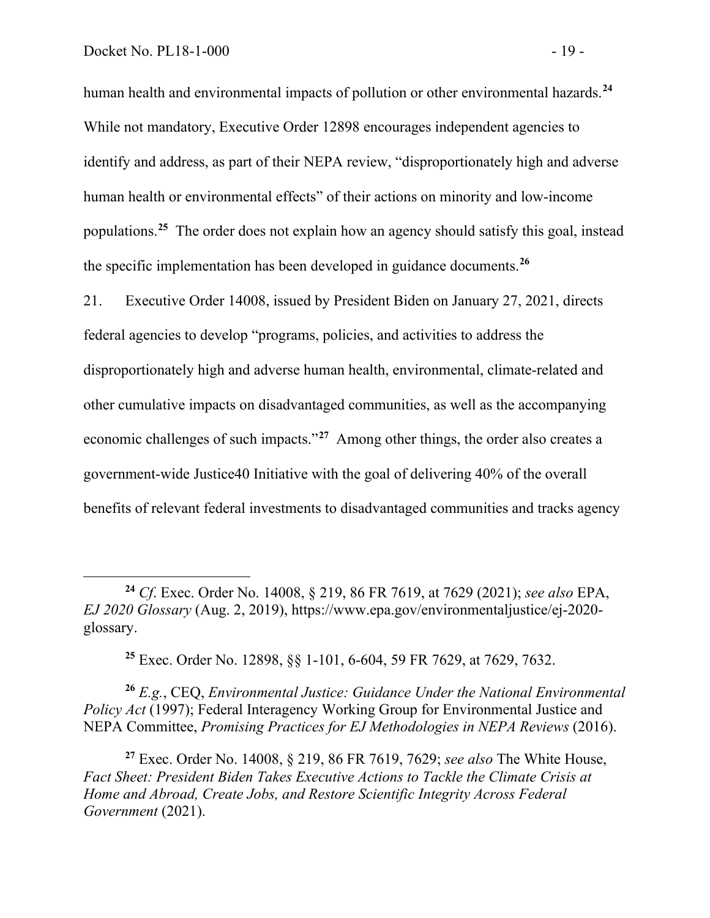human health and environmental impacts of pollution or other environmental hazards.[24] While not mandatory, Executive Order 12898 encourages independent agencies to identify and address, as part of their NEPA review, "disproportionately high and adverse human health or environmental effects" of their actions on minority and low-income populations.[25] The order does not explain how an agency should satisfy this goal, instead the specific implementation has been developed in guidance documents.[26]

21. Executive Order 14008, issued by President Biden on January 27, 2021, directs federal agencies to develop "programs, policies, and activities to address the disproportionately high and adverse human health, environmental, climate-related and other cumulative impacts on disadvantaged communities, as well as the accompanying economic challenges of such impacts."[27] Among other things, the order also creates a government-wide Justice40 Initiative with the goal of delivering 40% of the overall benefits of relevant federal investments to disadvantaged communities and tracks agency

---

[24] *Cf*. Exec. Order No. 14008, § 219, 86 FR 7619, at 7629 (2021); *see also* EPA, *EJ 2020 Glossary* (Aug. 2, 2019), https://www.epa.gov/environmentaljustice/ej-2020-glossary.

[25] Exec. Order No. 12898, §§ 1-101, 6-604, 59 FR 7629, at 7629, 7632.

[26] *E.g.*, CEQ, *Environmental Justice: Guidance Under the National Environmental Policy Act* (1997); Federal Interagency Working Group for Environmental Justice and NEPA Committee, *Promising Practices for EJ Methodologies in NEPA Reviews* (2016).

[27] Exec. Order No. 14008, § 219, 86 FR 7619, 7629; *see also* The White House, *Fact Sheet: President Biden Takes Executive Actions to Tackle the Climate Crisis at Home and Abroad, Create Jobs, and Restore Scientific Integrity Across Federal Government* (2021).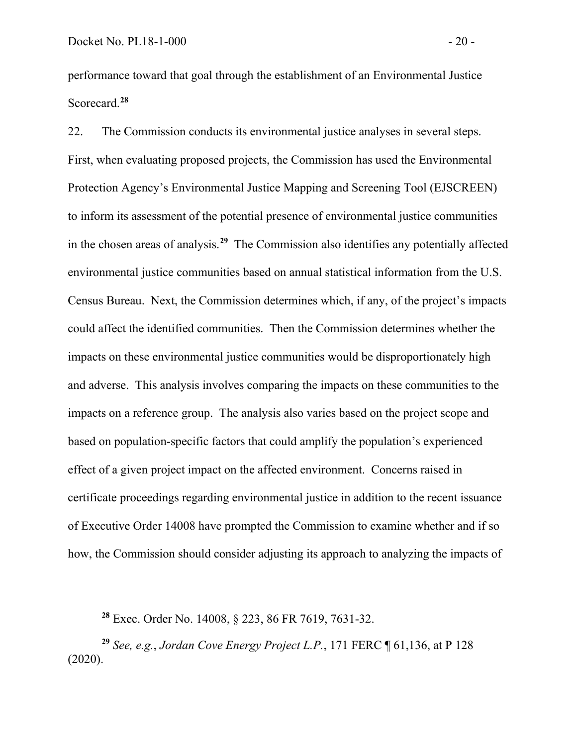performance toward that goal through the establishment of an Environmental Justice Scorecard.[28]

22. The Commission conducts its environmental justice analyses in several steps. First, when evaluating proposed projects, the Commission has used the Environmental Protection Agency's Environmental Justice Mapping and Screening Tool (EJSCREEN) to inform its assessment of the potential presence of environmental justice communities in the chosen areas of analysis.[29] The Commission also identifies any potentially affected environmental justice communities based on annual statistical information from the U.S. Census Bureau. Next, the Commission determines which, if any, of the project's impacts could affect the identified communities. Then the Commission determines whether the impacts on these environmental justice communities would be disproportionately high and adverse. This analysis involves comparing the impacts on these communities to the impacts on a reference group. The analysis also varies based on the project scope and based on population-specific factors that could amplify the population's experienced effect of a given project impact on the affected environment. Concerns raised in certificate proceedings regarding environmental justice in addition to the recent issuance of Executive Order 14008 have prompted the Commission to examine whether and if so how, the Commission should consider adjusting its approach to analyzing the impacts of

---

[28] Exec. Order No. 14008, § 223, 86 FR 7619, 7631-32.

[29] *See, e.g.*, *Jordan Cove Energy Project L.P.*, 171 FERC ¶ 61,136, at P 128 (2020).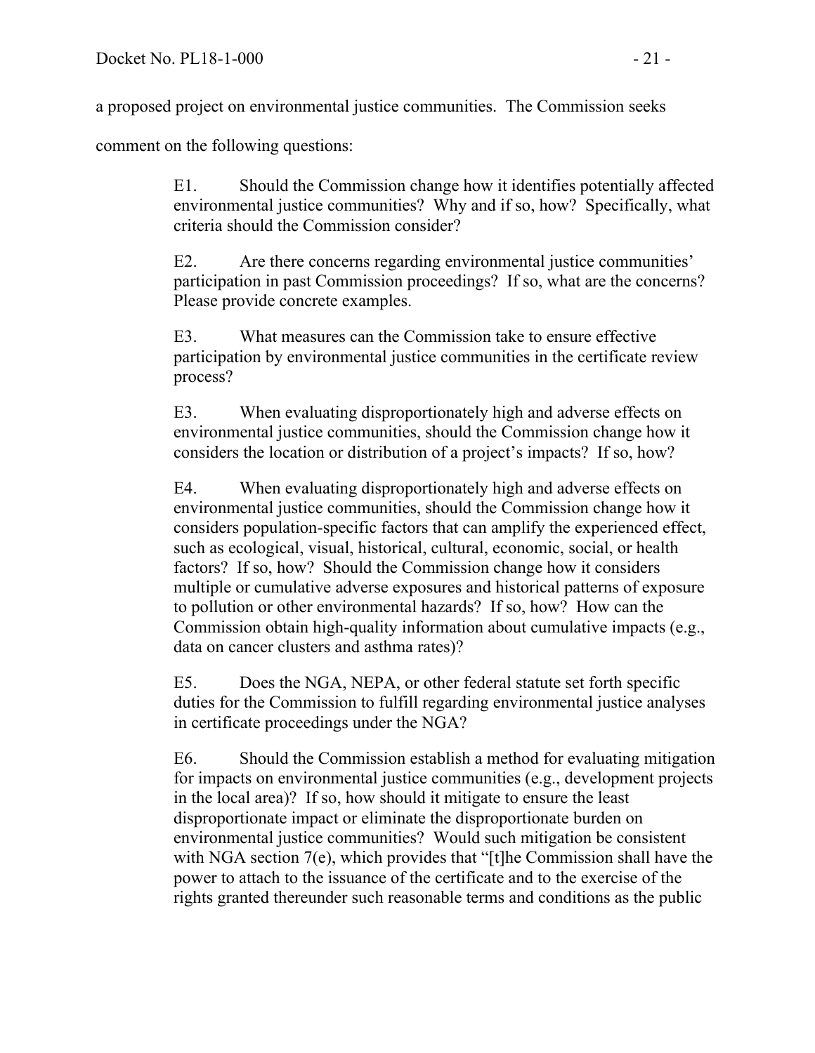a proposed project on environmental justice communities. The Commission seeks comment on the following questions:

> E1. Should the Commission change how it identifies potentially affected environmental justice communities? Why and if so, how? Specifically, what criteria should the Commission consider?
>
> E2. Are there concerns regarding environmental justice communities' participation in past Commission proceedings? If so, what are the concerns? Please provide concrete examples.
>
> E3. What measures can the Commission take to ensure effective participation by environmental justice communities in the certificate review process?
>
> E3. When evaluating disproportionately high and adverse effects on environmental justice communities, should the Commission change how it considers the location or distribution of a project's impacts? If so, how?
>
> E4. When evaluating disproportionately high and adverse effects on environmental justice communities, should the Commission change how it considers population-specific factors that can amplify the experienced effect, such as ecological, visual, historical, cultural, economic, social, or health factors? If so, how? Should the Commission change how it considers multiple or cumulative adverse exposures and historical patterns of exposure to pollution or other environmental hazards? If so, how? How can the Commission obtain high-quality information about cumulative impacts (e.g., data on cancer clusters and asthma rates)?
>
> E5. Does the NGA, NEPA, or other federal statute set forth specific duties for the Commission to fulfill regarding environmental justice analyses in certificate proceedings under the NGA?
>
> E6. Should the Commission establish a method for evaluating mitigation for impacts on environmental justice communities (e.g., development projects in the local area)? If so, how should it mitigate to ensure the least disproportionate impact or eliminate the disproportionate burden on environmental justice communities? Would such mitigation be consistent with NGA section 7(e), which provides that "[t]he Commission shall have the power to attach to the issuance of the certificate and to the exercise of the rights granted thereunder such reasonable terms and conditions as the public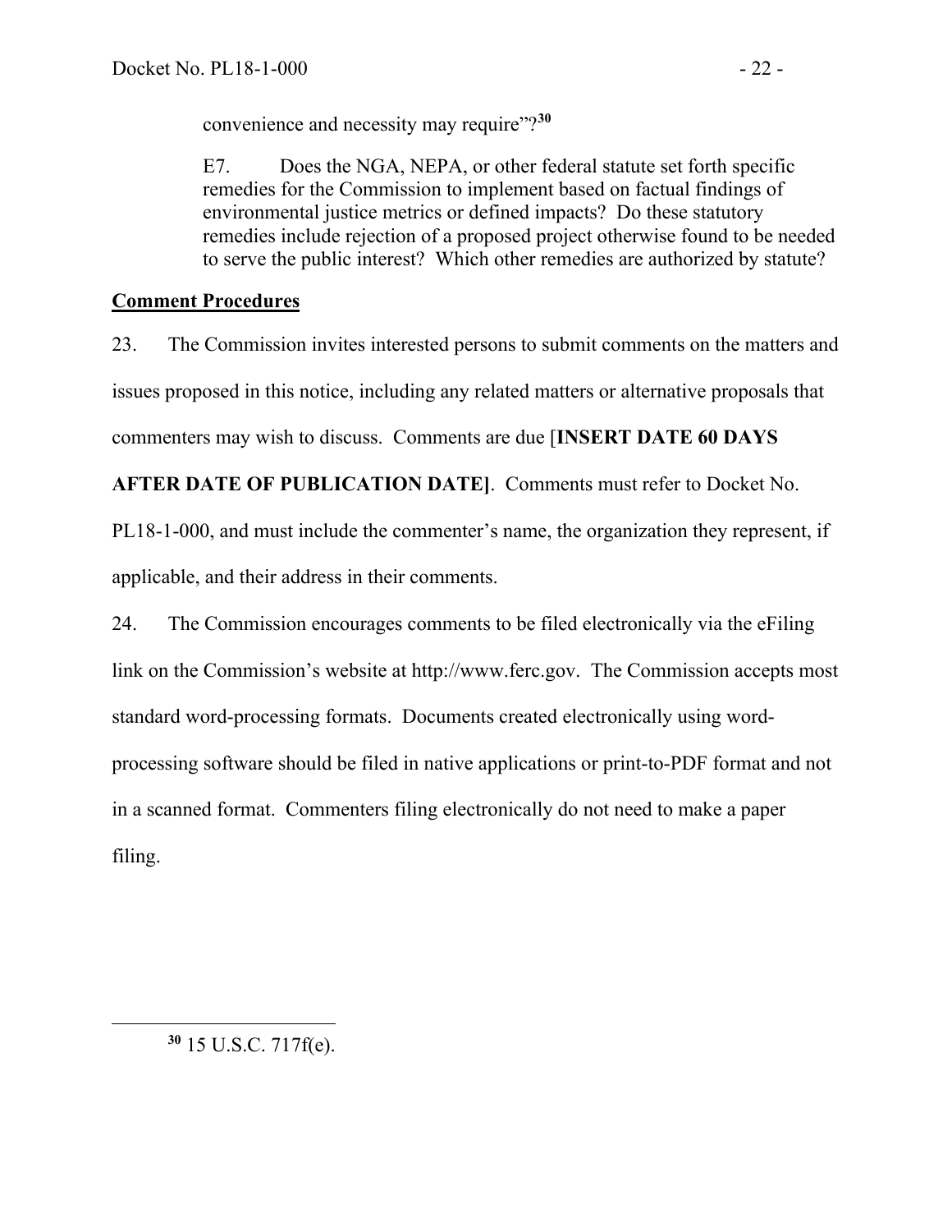convenience and necessity may require"?[30]

E7. Does the NGA, NEPA, or other federal statute set forth specific remedies for the Commission to implement based on factual findings of environmental justice metrics or defined impacts? Do these statutory remedies include rejection of a proposed project otherwise found to be needed to serve the public interest? Which other remedies are authorized by statute?

## Comment Procedures

23. The Commission invites interested persons to submit comments on the matters and issues proposed in this notice, including any related matters or alternative proposals that commenters may wish to discuss. Comments are due [**INSERT DATE 60 DAYS AFTER DATE OF PUBLICATION DATE]**. Comments must refer to Docket No. PL18-1-000, and must include the commenter's name, the organization they represent, if applicable, and their address in their comments.

24. The Commission encourages comments to be filed electronically via the eFiling link on the Commission's website at http://www.ferc.gov. The Commission accepts most standard word-processing formats. Documents created electronically using word-processing software should be filed in native applications or print-to-PDF format and not in a scanned format. Commenters filing electronically do not need to make a paper filing.

---

[30] 15 U.S.C. 717f(e).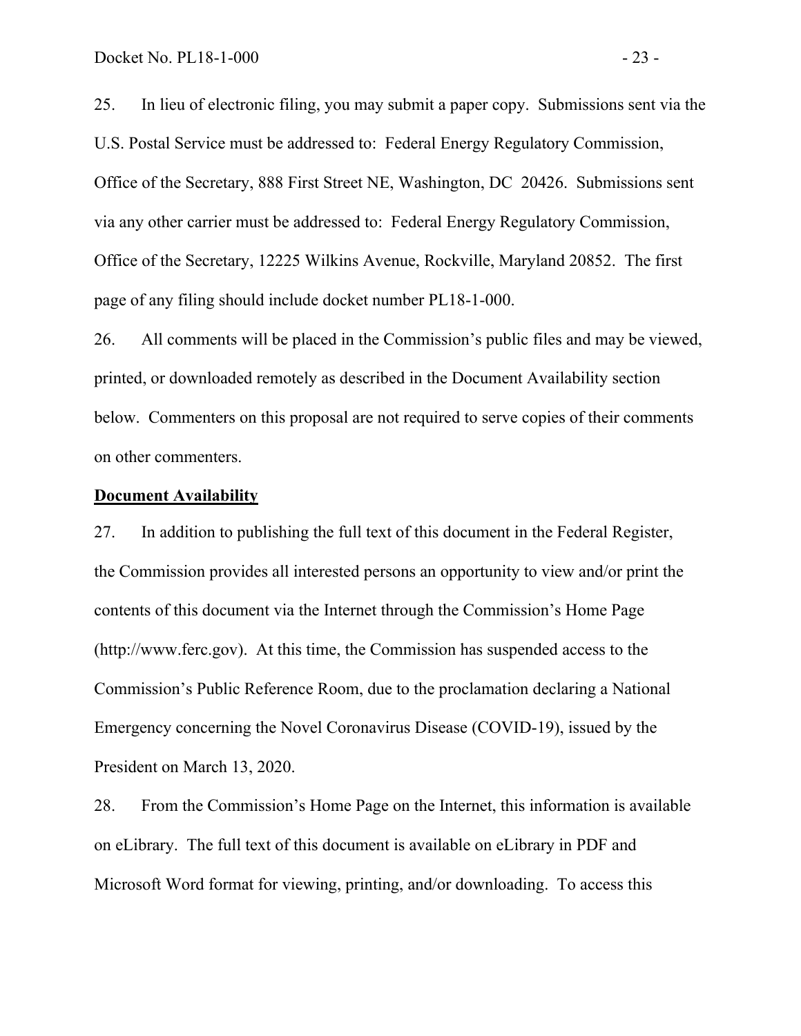25. In lieu of electronic filing, you may submit a paper copy. Submissions sent via the U.S. Postal Service must be addressed to: Federal Energy Regulatory Commission, Office of the Secretary, 888 First Street NE, Washington, DC 20426. Submissions sent via any other carrier must be addressed to: Federal Energy Regulatory Commission, Office of the Secretary, 12225 Wilkins Avenue, Rockville, Maryland 20852. The first page of any filing should include docket number PL18-1-000.

26. All comments will be placed in the Commission's public files and may be viewed, printed, or downloaded remotely as described in the Document Availability section below. Commenters on this proposal are not required to serve copies of their comments on other commenters.

**Document Availability**

27. In addition to publishing the full text of this document in the Federal Register, the Commission provides all interested persons an opportunity to view and/or print the contents of this document via the Internet through the Commission's Home Page (http://www.ferc.gov). At this time, the Commission has suspended access to the Commission's Public Reference Room, due to the proclamation declaring a National Emergency concerning the Novel Coronavirus Disease (COVID-19), issued by the President on March 13, 2020.

28. From the Commission's Home Page on the Internet, this information is available on eLibrary. The full text of this document is available on eLibrary in PDF and Microsoft Word format for viewing, printing, and/or downloading. To access this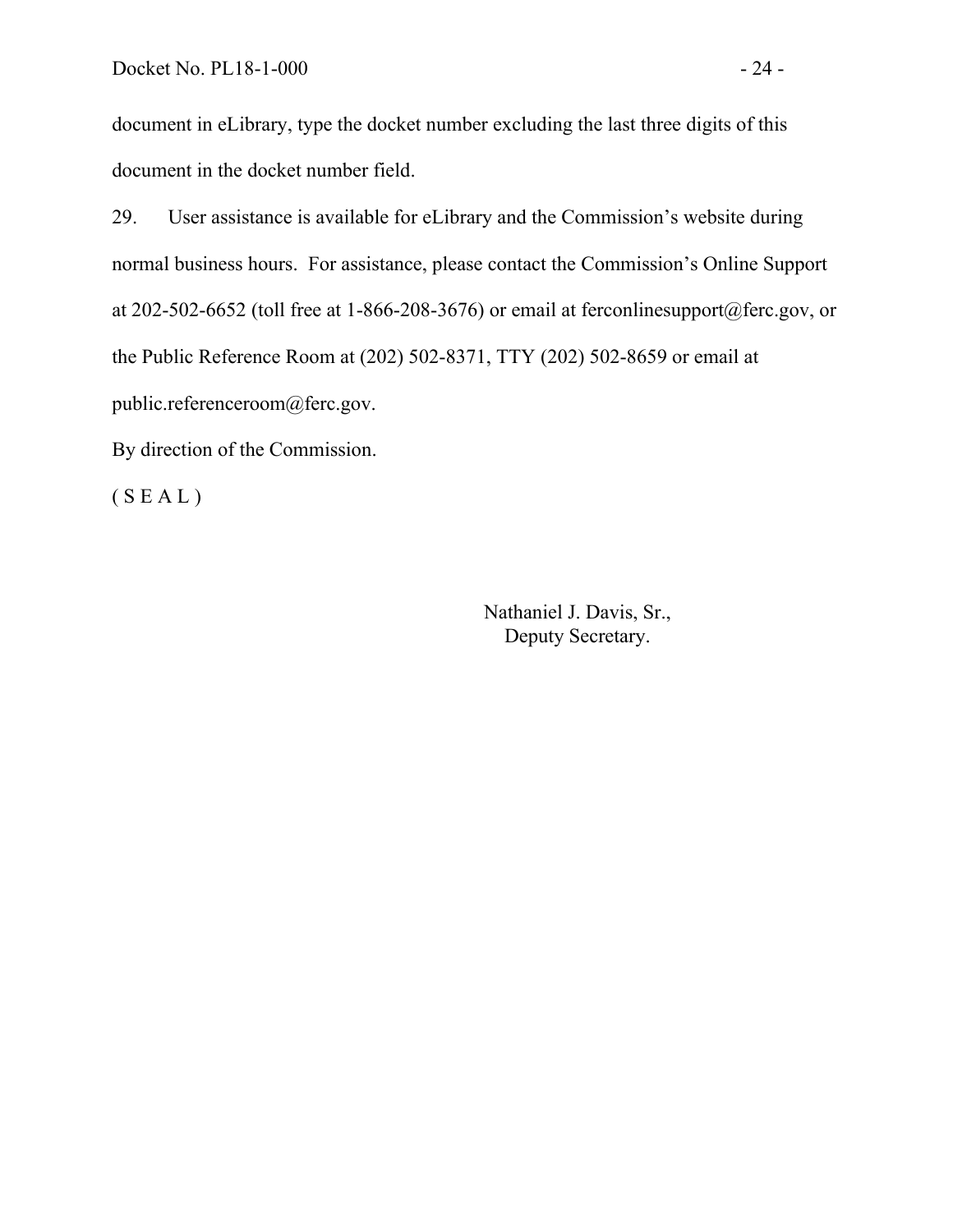document in eLibrary, type the docket number excluding the last three digits of this document in the docket number field.

29. User assistance is available for eLibrary and the Commission's website during normal business hours. For assistance, please contact the Commission's Online Support at 202-502-6652 (toll free at 1-866-208-3676) or email at ferconlinesupport@ferc.gov, or the Public Reference Room at (202) 502-8371, TTY (202) 502-8659 or email at public.referenceroom@ferc.gov.

By direction of the Commission.

( S E A L )

Nathaniel J. Davis, Sr.,
Deputy Secretary.